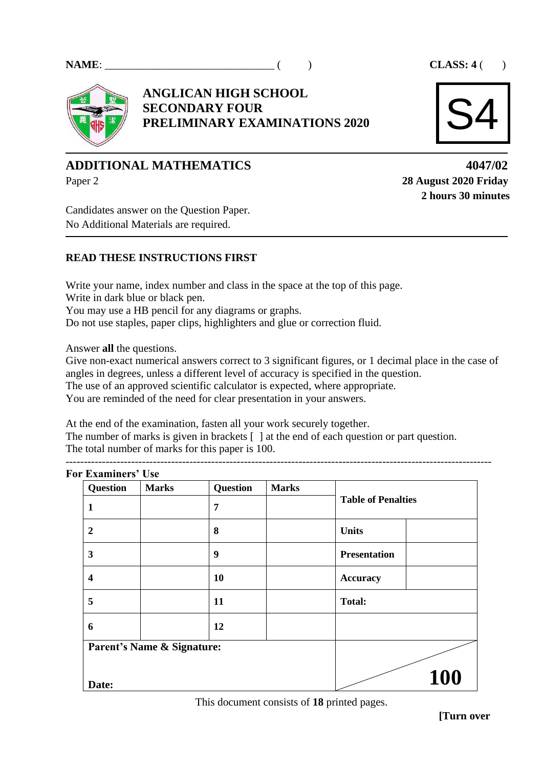NAME: ______________________________ (      )                    CLASS: 4 (      )

# ANGLICAN HIGH SCHOOL
# SECONDARY FOUR
# PRELIMINARY EXAMINATIONS 2020

S4

## ADDITIONAL MATHEMATICS

**4047/02**

Paper 2

**28 August 2020 Friday**

**2 hours 30 minutes**

Candidates answer on the Question Paper.
No Additional Materials are required.

**READ THESE INSTRUCTIONS FIRST**

Write your name, index number and class in the space at the top of this page.
Write in dark blue or black pen.
You may use a HB pencil for any diagrams or graphs.
Do not use staples, paper clips, highlighters and glue or correction fluid.

Answer **all** the questions.
Give non-exact numerical answers correct to 3 significant figures, or 1 decimal place in the case of angles in degrees, unless a different level of accuracy is specified in the question.
The use of an approved scientific calculator is expected, where appropriate.
You are reminded of the need for clear presentation in your answers.

At the end of the examination, fasten all your work securely together.
The number of marks is given in brackets [ ] at the end of each question or part question.
The total number of marks for this paper is 100.

---

**For Examiners' Use**

| **Question** | **Marks** | **Question** | **Marks** | **Table of Penalties** | |
|---|---|---|---|---|---|
| **1** | | **7** | | | |
| **2** | | **8** | | **Units** | |
| **3** | | **9** | | **Presentation** | |
| **4** | | **10** | | **Accuracy** | |
| **5** | | **11** | | **Total:** | |
| **6** | | **12** | | | |
| **Parent's Name & Signature:** **Date:** | | | | **100** | |

This document consists of **18** printed pages.

**[Turn over**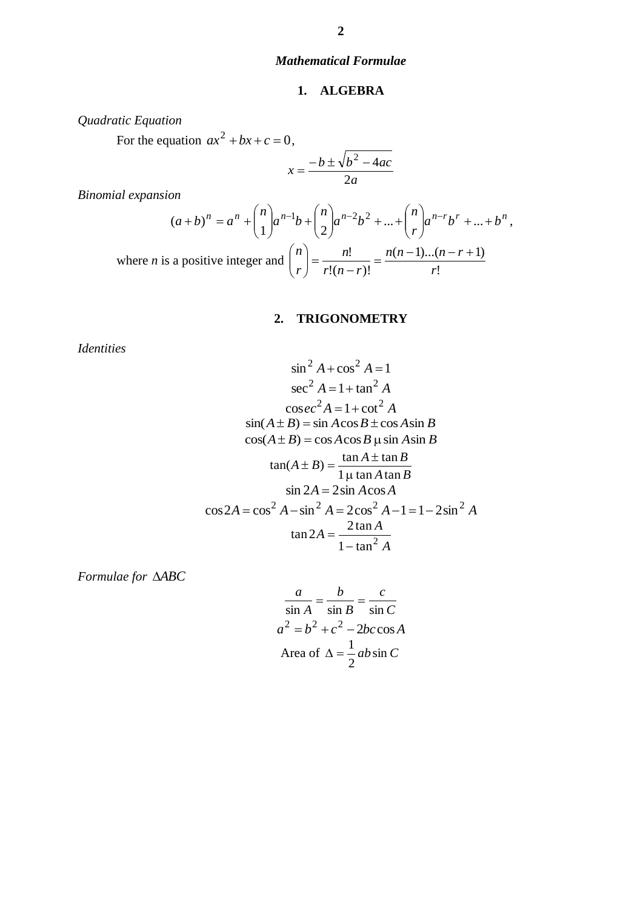*Mathematical Formulae*

## 1. ALGEBRA

*Quadratic Equation*

For the equation $ax^2 + bx + c = 0$,

$$x = \frac{-b \pm \sqrt{b^2 - 4ac}}{2a}$$

*Binomial expansion*

$$(a+b)^n = a^n + \binom{n}{1}a^{n-1}b + \binom{n}{2}a^{n-2}b^2 + \ldots + \binom{n}{r}a^{n-r}b^r + \ldots + b^n,$$

where $n$ is a positive integer and $\binom{n}{r} = \frac{n!}{r!(n-r)!} = \frac{n(n-1)\ldots(n-r+1)}{r!}$

## 2. TRIGONOMETRY

*Identities*

$$\sin^2 A + \cos^2 A = 1$$

$$\sec^2 A = 1 + \tan^2 A$$

$$\operatorname{cosec}^2 A = 1 + \cot^2 A$$

$$\sin(A \pm B) = \sin A \cos B \pm \cos A \sin B$$

$$\cos(A \pm B) = \cos A \cos B \mp \sin A \sin B$$

$$\tan(A \pm B) = \frac{\tan A \pm \tan B}{1 \mp \tan A \tan B}$$

$$\sin 2A = 2 \sin A \cos A$$

$$\cos 2A = \cos^2 A - \sin^2 A = 2\cos^2 A - 1 = 1 - 2\sin^2 A$$

$$\tan 2A = \frac{2 \tan A}{1 - \tan^2 A}$$

*Formulae for $\Delta ABC$*

$$\frac{a}{\sin A} = \frac{b}{\sin B} = \frac{c}{\sin C}$$

$$a^2 = b^2 + c^2 - 2bc \cos A$$

$$\text{Area of } \Delta = \frac{1}{2}ab \sin C$$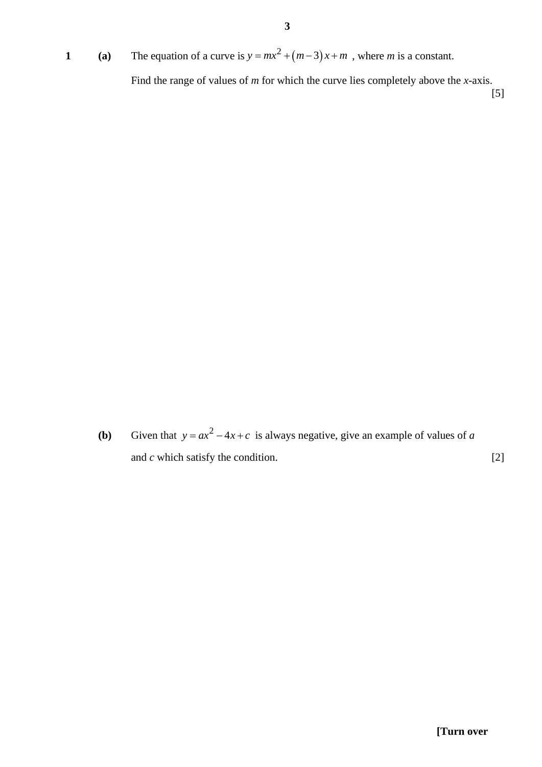**1** **(a)** The equation of a curve is $y = mx^2 + (m-3)x + m$ , where $m$ is a constant.

Find the range of values of $m$ for which the curve lies completely above the $x$-axis. [5]

**(b)** Given that $y = ax^2 - 4x + c$ is always negative, give an example of values of $a$ and $c$ which satisfy the condition. [2]

**[Turn over**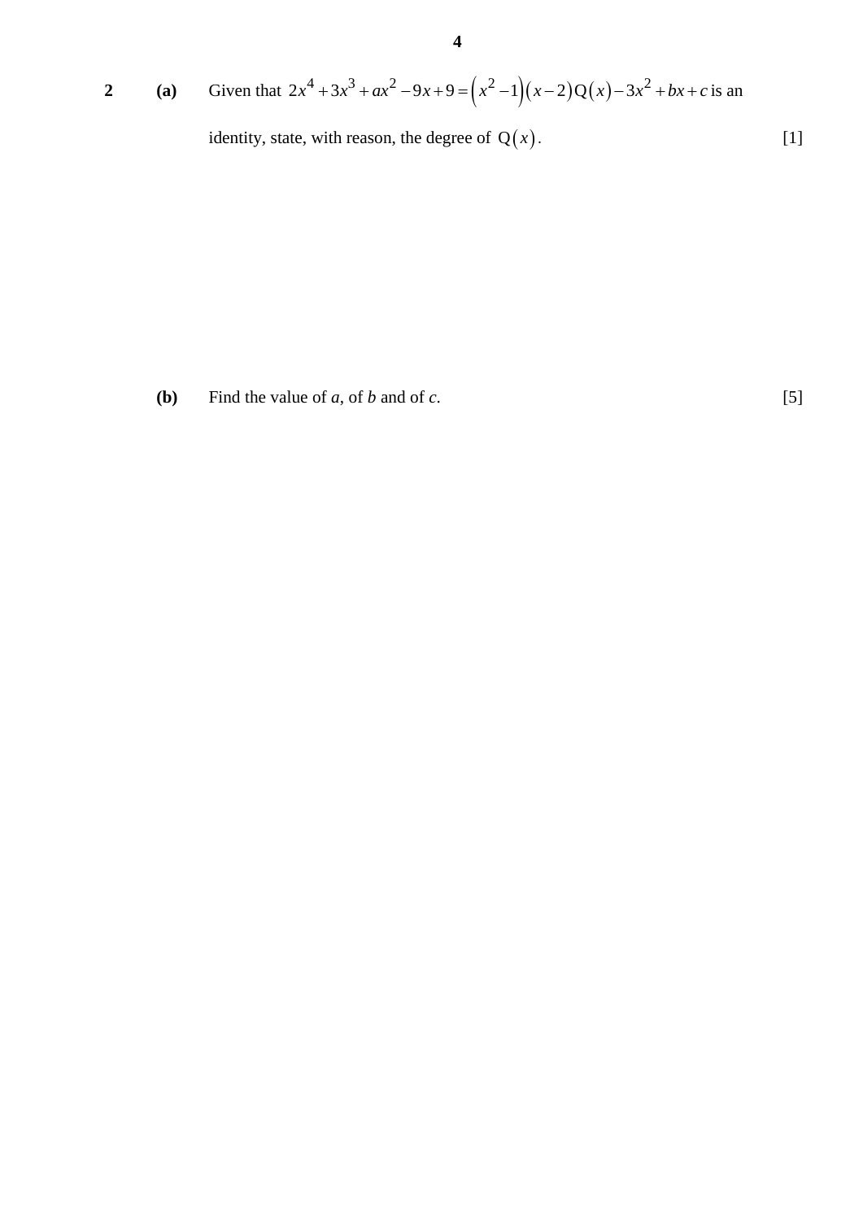**2** **(a)** Given that $2x^4 + 3x^3 + ax^2 - 9x + 9 = \left(x^2 - 1\right)(x-2)\mathrm{Q}(x) - 3x^2 + bx + c$ is an identity, state, with reason, the degree of $\mathrm{Q}(x)$. [1]

**(b)** Find the value of $a$, of $b$ and of $c$. [5]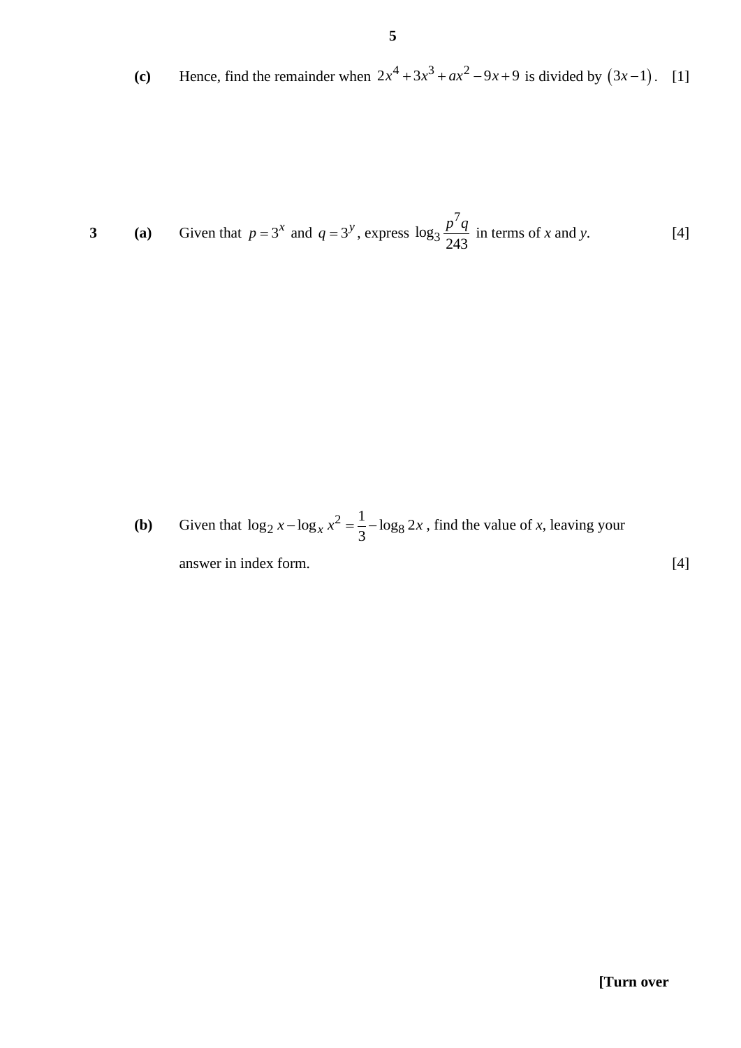**(c)** Hence, find the remainder when $2x^4 + 3x^3 + ax^2 - 9x + 9$ is divided by $(3x - 1)$. [1]

**3** **(a)** Given that $p = 3^x$ and $q = 3^y$, express $\log_3 \dfrac{p^7 q}{243}$ in terms of $x$ and $y$. [4]

**(b)** Given that $\log_2 x - \log_x x^2 = \dfrac{1}{3} - \log_8 2x$, find the value of $x$, leaving your answer in index form. [4]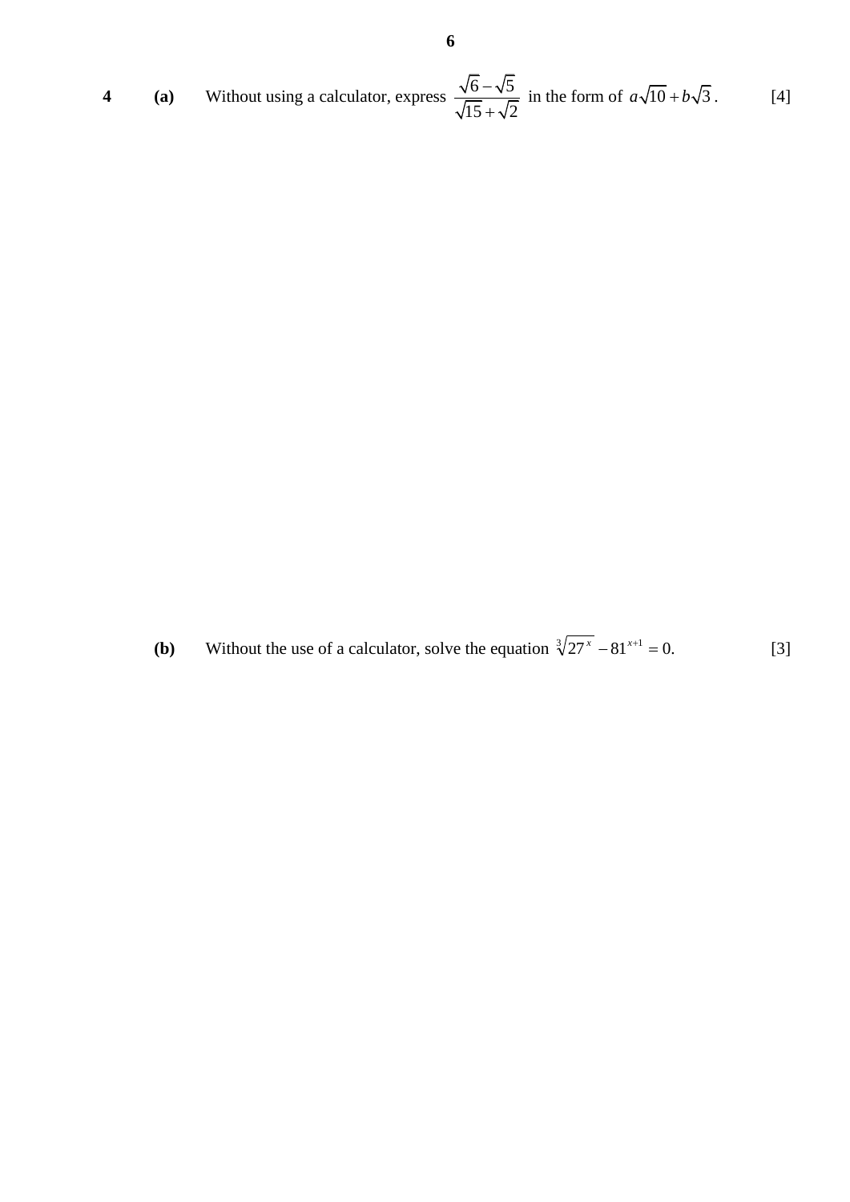**4** **(a)** Without using a calculator, express $\dfrac{\sqrt{6}-\sqrt{5}}{\sqrt{15}+\sqrt{2}}$ in the form of $a\sqrt{10}+b\sqrt{3}$. [4]

**(b)** Without the use of a calculator, solve the equation $\sqrt[3]{27^{x}}-81^{x+1}=0$. [3]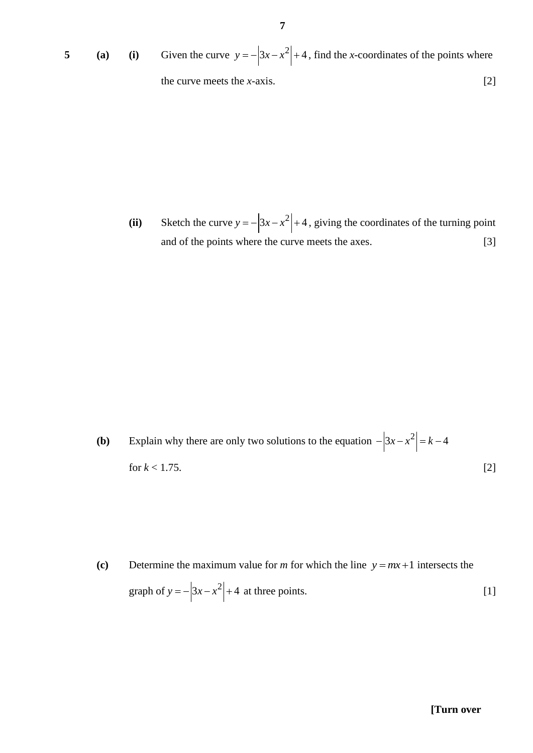**5** **(a)** **(i)** Given the curve $y = -\left|3x - x^2\right| + 4$, find the $x$-coordinates of the points where the curve meets the $x$-axis. [2]

**(ii)** Sketch the curve $y = -\left|3x - x^2\right| + 4$, giving the coordinates of the turning point and of the points where the curve meets the axes. [3]

**(b)** Explain why there are only two solutions to the equation $-\left|3x - x^2\right| = k - 4$ for $k < 1.75$. [2]

**(c)** Determine the maximum value for $m$ for which the line $y = mx + 1$ intersects the graph of $y = -\left|3x - x^2\right| + 4$ at three points. [1]

**[Turn over**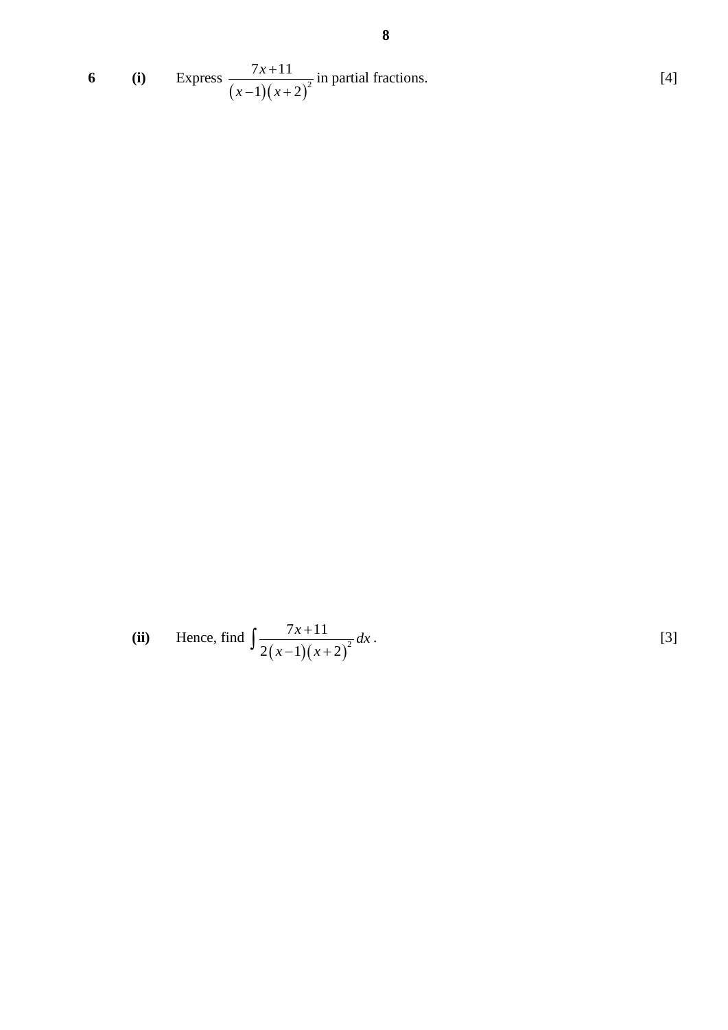**6** **(i)** Express $\dfrac{7x+11}{(x-1)(x+2)^2}$ in partial fractions. [4]

**(ii)** Hence, find $\displaystyle\int \frac{7x+11}{2(x-1)(x+2)^2}\,dx$. [3]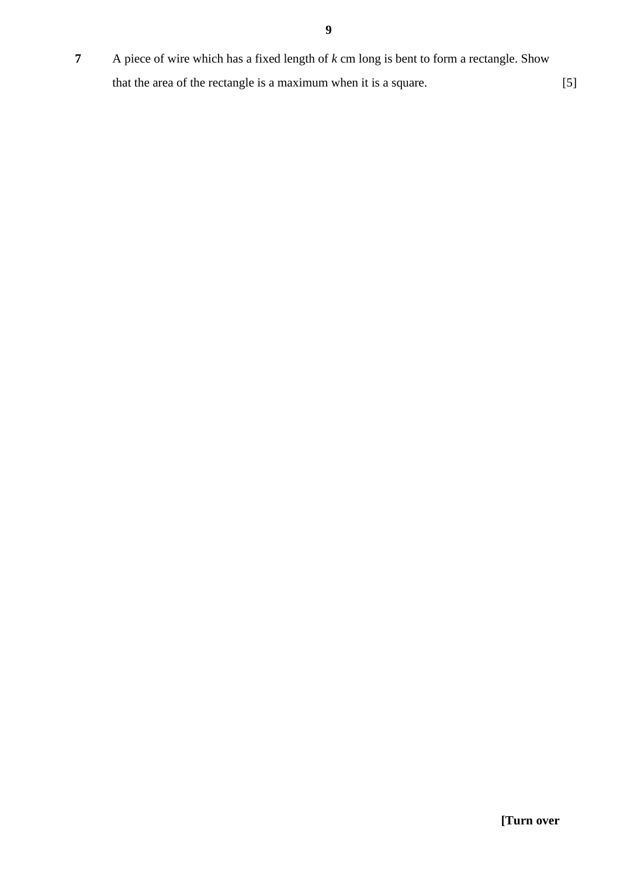**7** A piece of wire which has a fixed length of $k$ cm long is bent to form a rectangle. Show that the area of the rectangle is a maximum when it is a square. [5]

**[Turn over**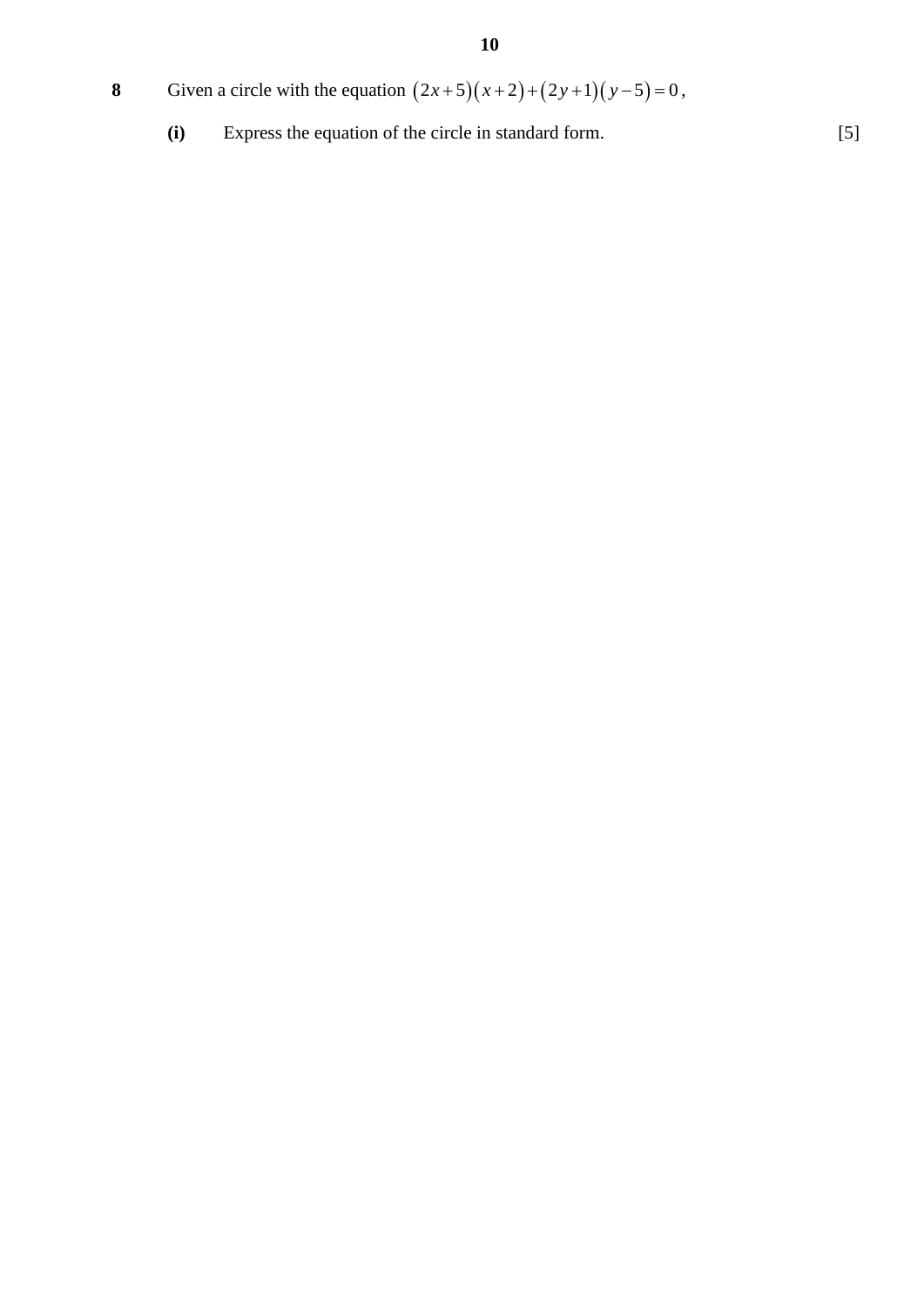**8** Given a circle with the equation $(2x+5)(x+2)+(2y+1)(y-5)=0$,

**(i)** Express the equation of the circle in standard form. [5]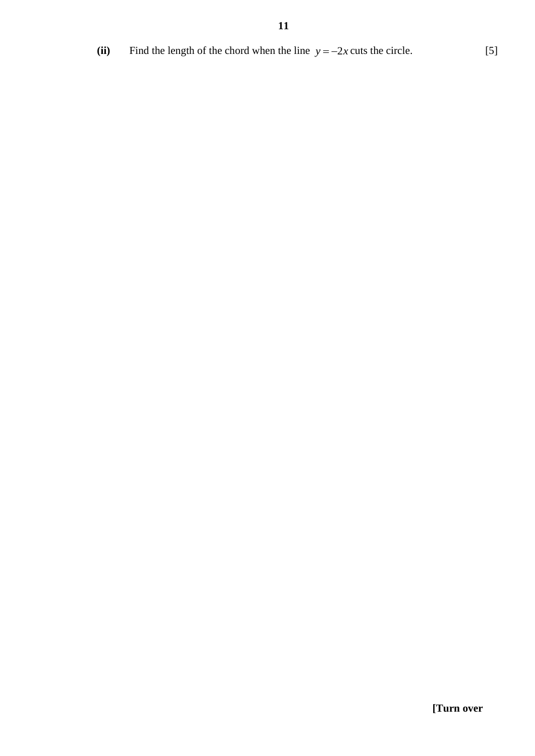**(ii)** Find the length of the chord when the line $y = -2x$ cuts the circle. [5]

**[Turn over**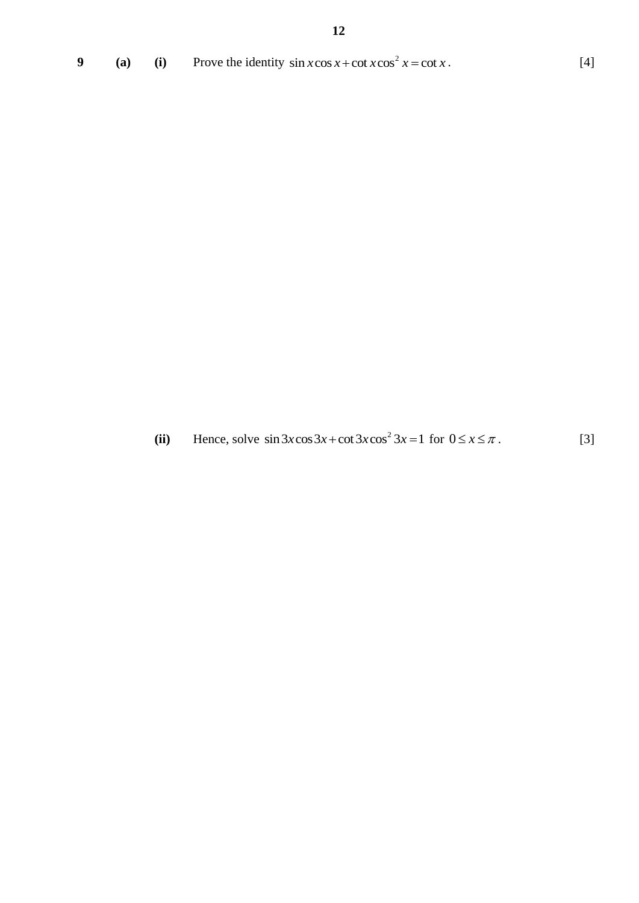**9** **(a)** **(i)** Prove the identity $\sin x \cos x + \cot x \cos^2 x = \cot x$. [4]

**(ii)** Hence, solve $\sin 3x \cos 3x + \cot 3x \cos^2 3x = 1$ for $0 \le x \le \pi$. [3]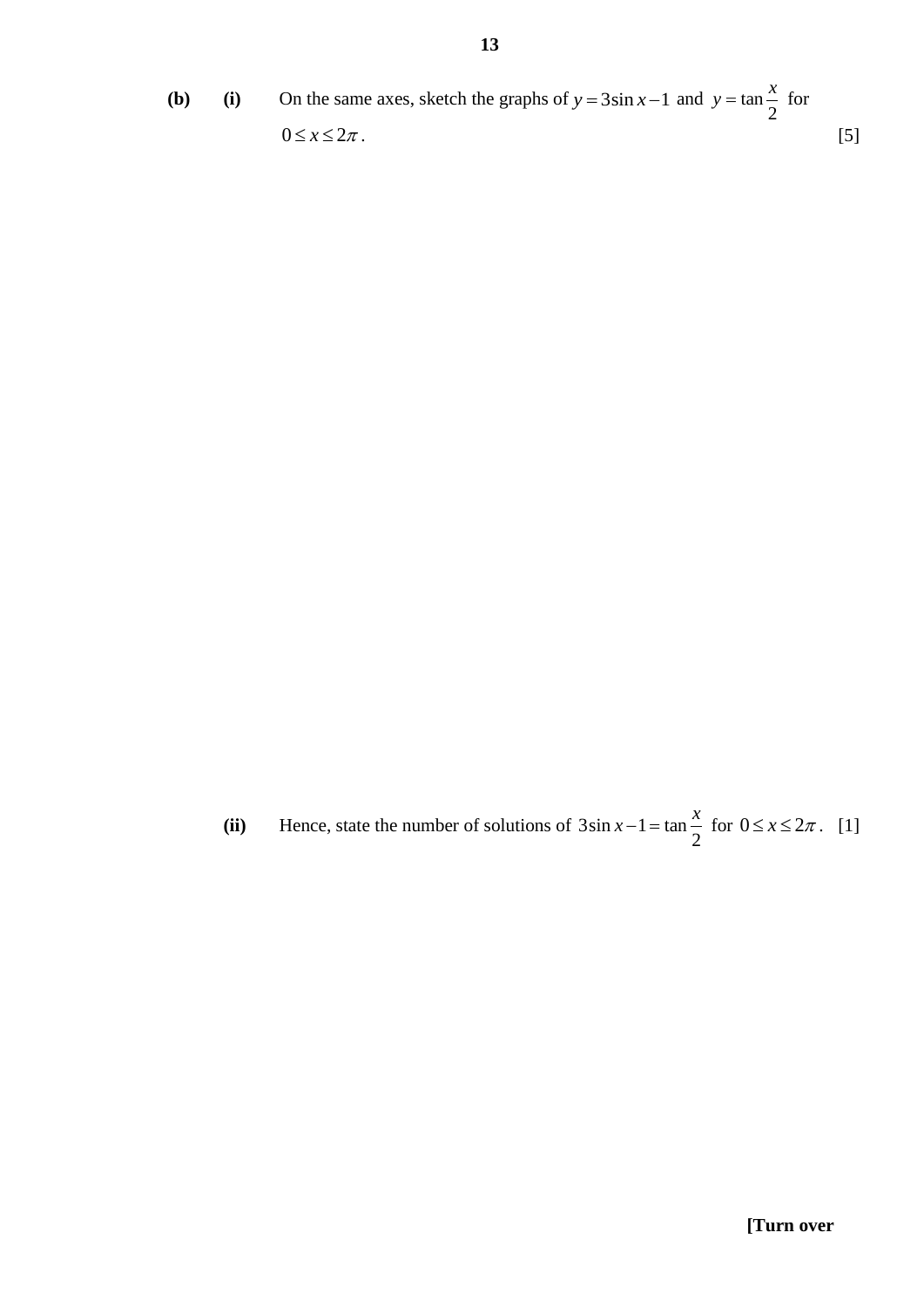**(b)** **(i)** On the same axes, sketch the graphs of $y = 3\sin x - 1$ and $y = \tan\frac{x}{2}$ for $0 \le x \le 2\pi$. [5]

**(ii)** Hence, state the number of solutions of $3\sin x - 1 = \tan\frac{x}{2}$ for $0 \le x \le 2\pi$. [1]

**[Turn over**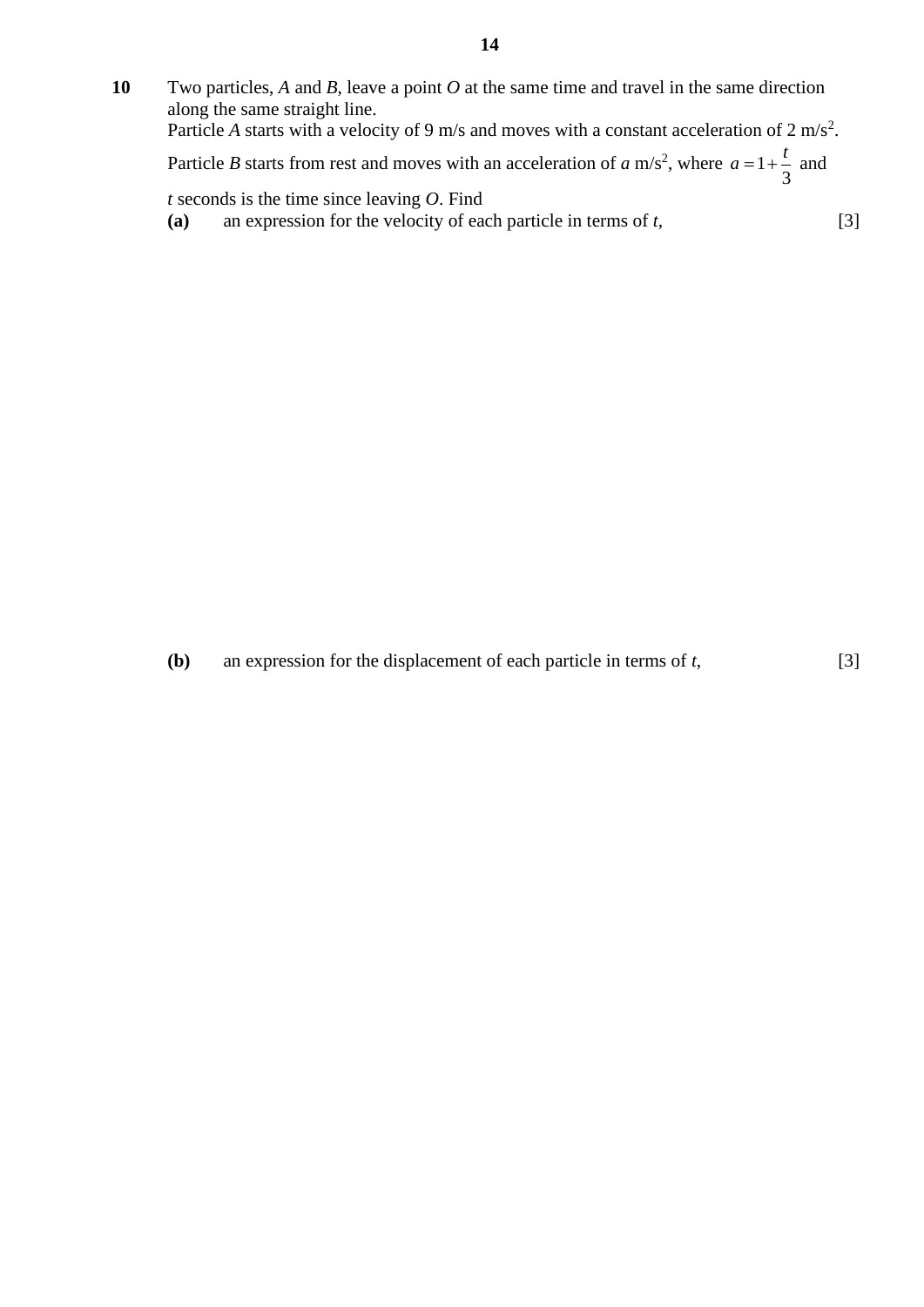**10** Two particles, $A$ and $B$, leave a point $O$ at the same time and travel in the same direction along the same straight line.
Particle $A$ starts with a velocity of 9 m/s and moves with a constant acceleration of 2 $m/s^2$.

Particle $B$ starts from rest and moves with an acceleration of $a$ $m/s^2$, where $a = 1 + \frac{t}{3}$ and $t$ seconds is the time since leaving $O$. Find

**(a)** an expression for the velocity of each particle in terms of $t$, [3]

**(b)** an expression for the displacement of each particle in terms of $t$, [3]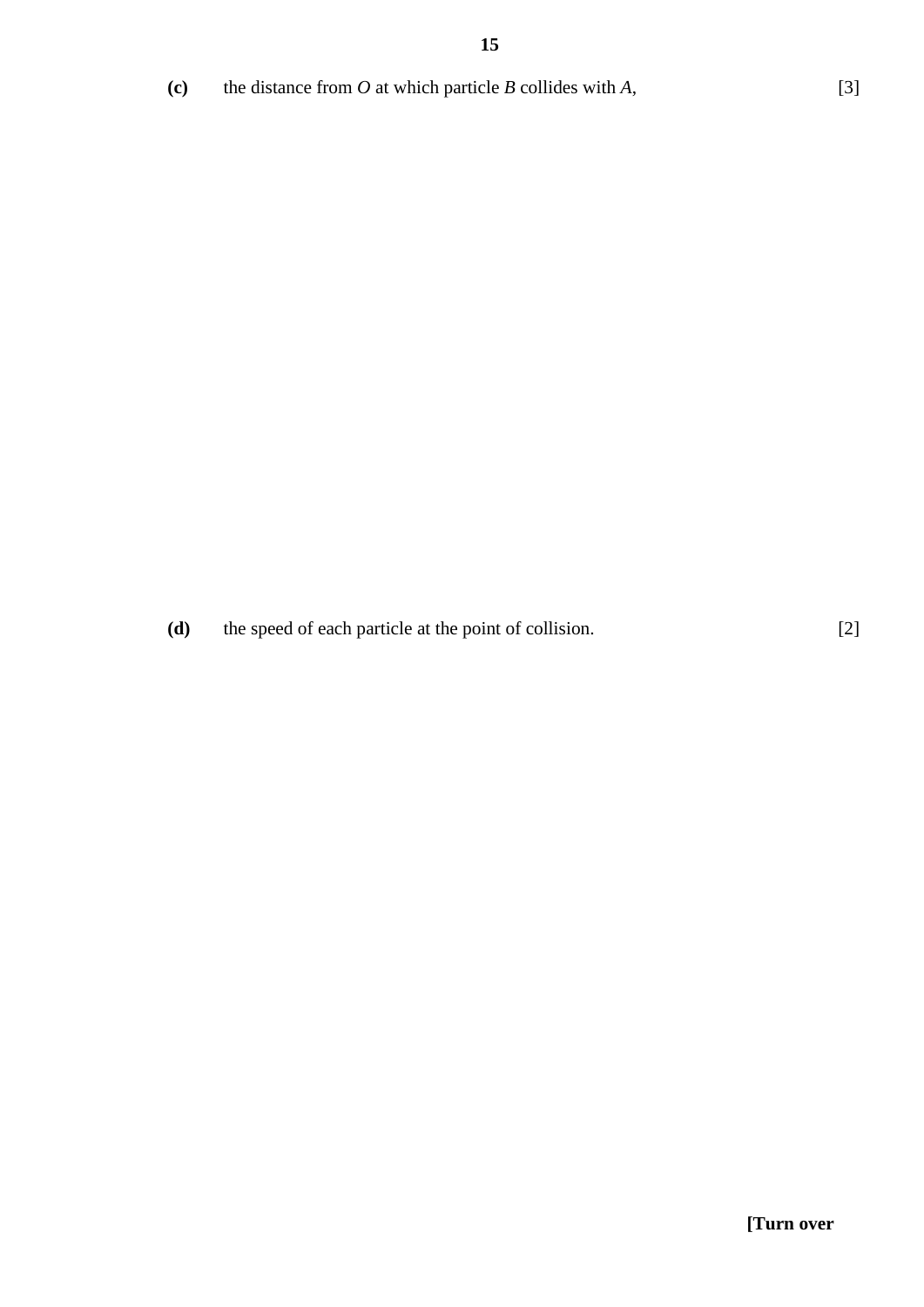**(c)** the distance from $O$ at which particle $B$ collides with $A$, [3]

**(d)** the speed of each particle at the point of collision. [2]

**[Turn over**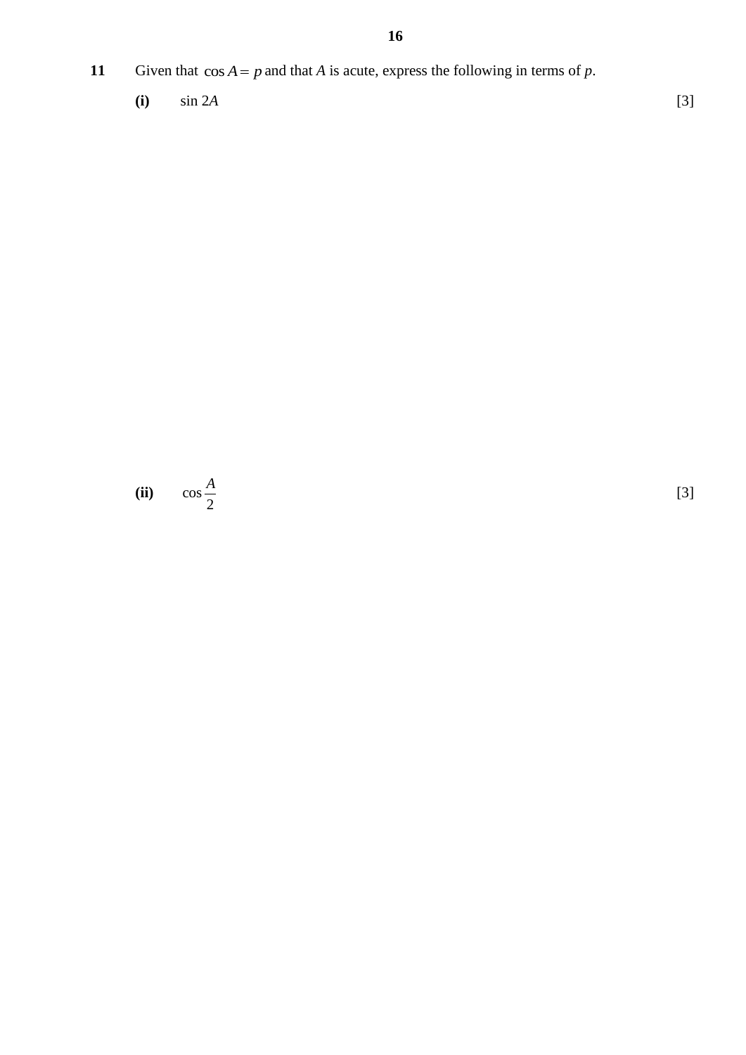**11** Given that $\cos A = p$ and that $A$ is acute, express the following in terms of $p$.

**(i)** $\sin 2A$ [3]

**(ii)** $\cos \dfrac{A}{2}$ [3]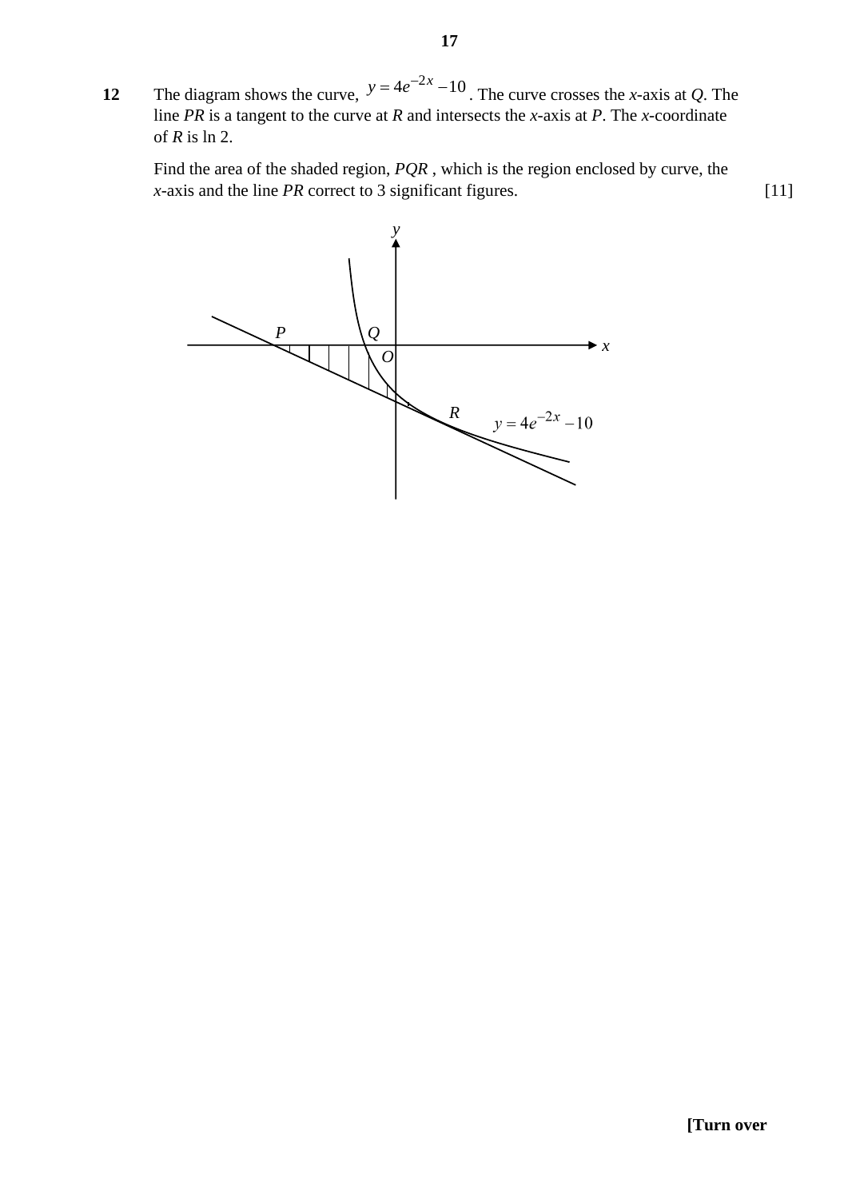**12** The diagram shows the curve, $y = 4e^{-2x} - 10$. The curve crosses the $x$-axis at $Q$. The line $PR$ is a tangent to the curve at $R$ and intersects the $x$-axis at $P$. The $x$-coordinate of $R$ is $\ln 2$.

Find the area of the shaded region, $PQR$, which is the region enclosed by curve, the $x$-axis and the line $PR$ correct to 3 significant figures. [11]

y

x

P

Q

O

R

$y = 4e^{-2x} - 10$

**[Turn over**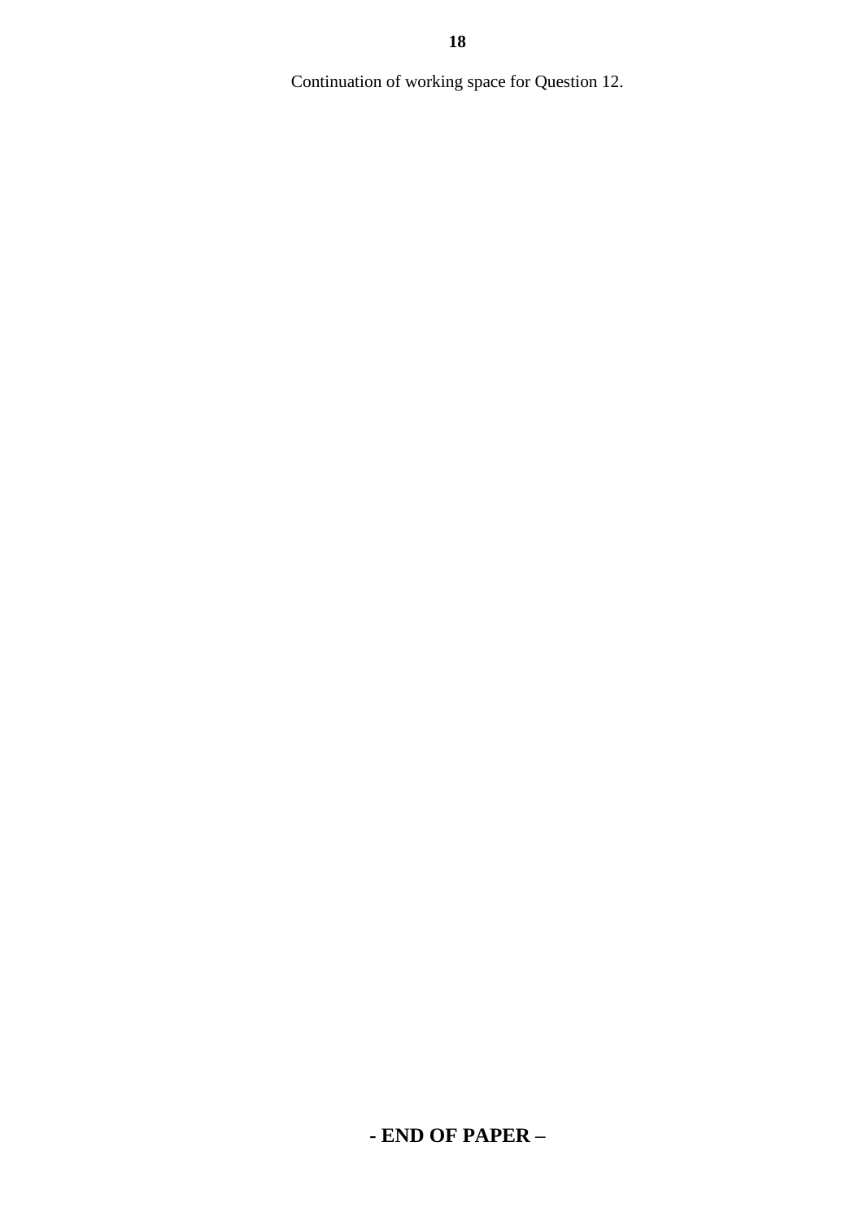Continuation of working space for Question 12.

**- END OF PAPER –**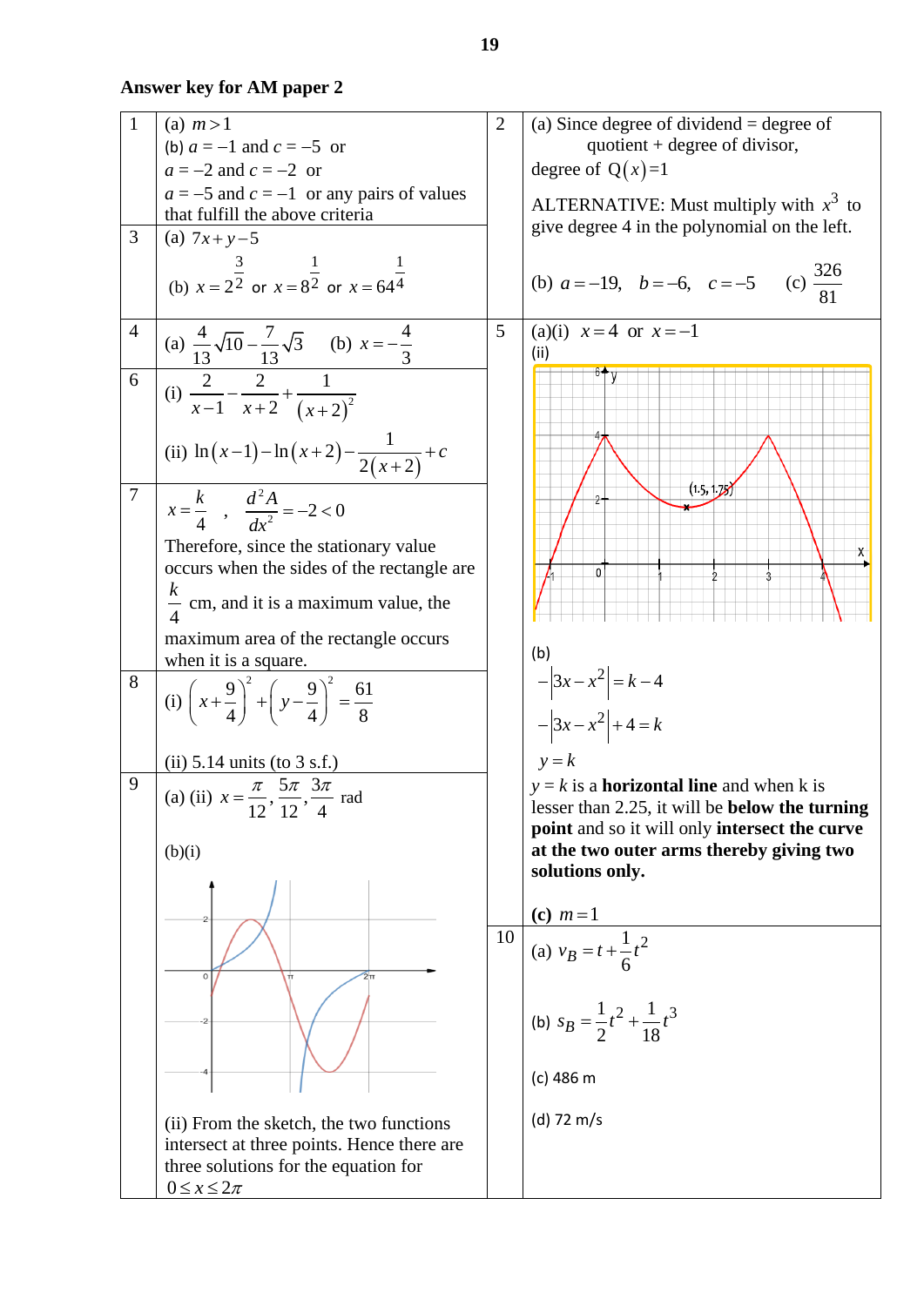# Answer key for AM paper 2

| | | | |
|---|---|---|---|
| 1 | (a) $m > 1$<br>(b) $a = -1$ and $c = -5$ or<br>$a = -2$ and $c = -2$ or<br>$a = -5$ and $c = -1$ or any pairs of values that fulfill the above criteria | 2 | (a) Since degree of dividend = degree of quotient + degree of divisor,<br>degree of $Q(x) = 1$<br>ALTERNATIVE: Must multiply with $x^3$ to give degree 4 in the polynomial on the left.<br><br>(b) $a = -19$, $b = -6$, $c = -5$ (c) $\frac{326}{81}$ |
| 3 | (a) $7x + y - 5$<br>(b) $x = 2^{\frac{3}{2}}$ or $x = 8^{\frac{1}{2}}$ or $x = 64^{\frac{1}{4}}$ | | |
| 4 | (a) $\frac{4}{13}\sqrt{10} - \frac{7}{13}\sqrt{3}$ (b) $x = -\frac{4}{3}$ | 5 | (a)(i) $x = 4$ or $x = -1$<br>(ii)<br>y<br>6<br>4<br>2<br>(1.5, 1.75)<br>x<br>-1<br>0<br>1<br>2<br>3<br>4<br><br>(b)<br>$-\lvert 3x - x^2 \rvert = k - 4$<br>$-\lvert 3x - x^2 \rvert + 4 = k$<br>$y = k$<br>$y = k$ is a **horizontal line** and when k is lesser than 2.25, it will be **below the turning point** and so it will only **intersect the curve at the two outer arms thereby giving two solutions only.**<br><br>**(c)** $m = 1$ |
| 6 | (i) $\frac{2}{x-1} - \frac{2}{x+2} + \frac{1}{(x+2)^2}$<br><br>(ii) $\ln(x-1) - \ln(x+2) - \frac{1}{2(x+2)} + c$ | | |
| 7 | $x = \frac{k}{4}$ , $\frac{d^2A}{dx^2} = -2 < 0$<br>Therefore, since the stationary value occurs when the sides of the rectangle are $\frac{k}{4}$ cm, and it is a maximum value, the maximum area of the rectangle occurs when it is a square. | | |
| 8 | (i) $\left(x + \frac{9}{4}\right)^2 + \left(y - \frac{9}{4}\right)^2 = \frac{61}{8}$<br><br>(ii) 5.14 units (to 3 s.f.) | | |
| 9 | (a) (ii) $x = \frac{\pi}{12}, \frac{5\pi}{12}, \frac{3\pi}{4}$ rad<br><br>(b)(i)<br>2<br>0<br>π<br>2π<br>-2<br>-4<br><br>(ii) From the sketch, the two functions intersect at three points. Hence there are three solutions for the equation for $0 \le x \le 2\pi$ | 10 | (a) $v_B = t + \frac{1}{6}t^2$<br><br>(b) $s_B = \frac{1}{2}t^2 + \frac{1}{18}t^3$<br><br>(c) 486 m<br><br>(d) 72 m/s |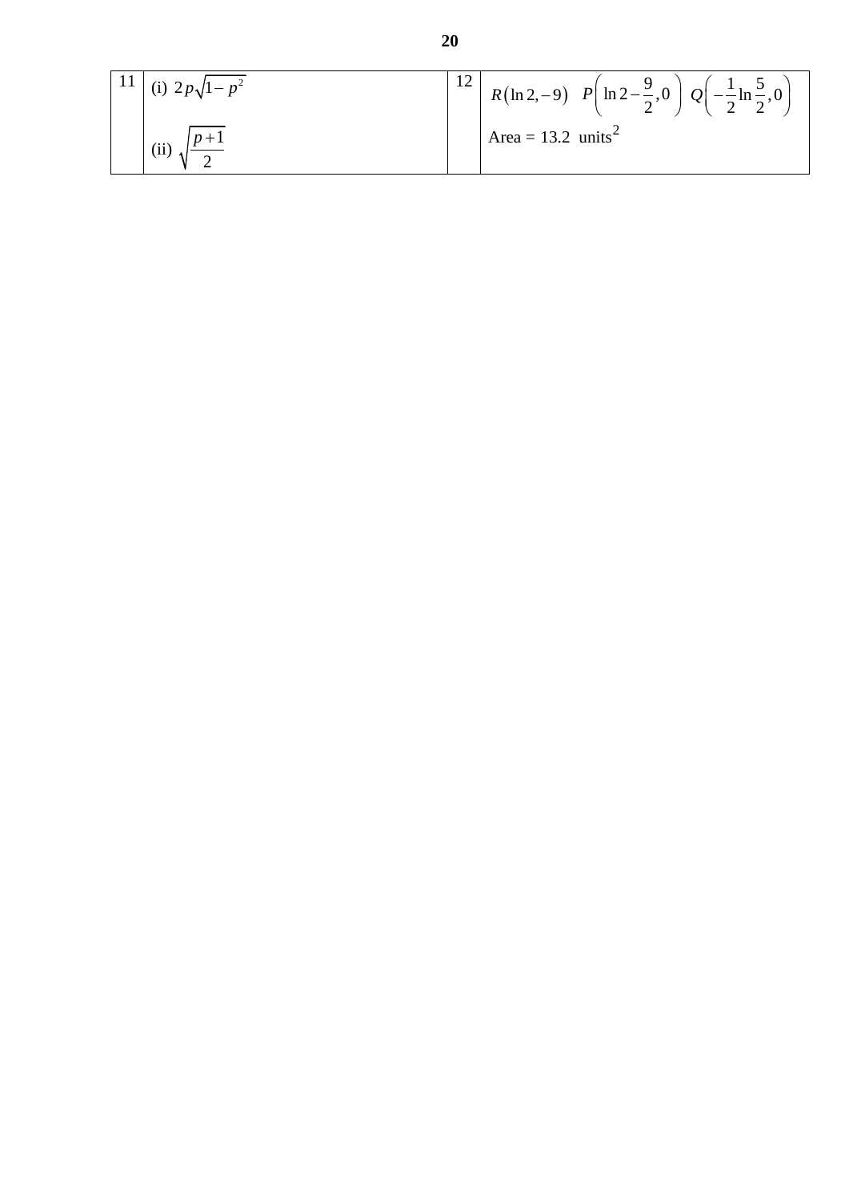| | | | |
|---|---|---|---|
| 11 | (i) $2p\sqrt{1-p^2}$<br><br>(ii) $\sqrt{\dfrac{p+1}{2}}$ | 12 | $R(\ln 2, -9)$ $P\left(\ln 2 - \dfrac{9}{2}, 0\right)$ $Q\left(-\dfrac{1}{2}\ln\dfrac{5}{2}, 0\right)$<br><br>Area = 13.2 units$^2$ |